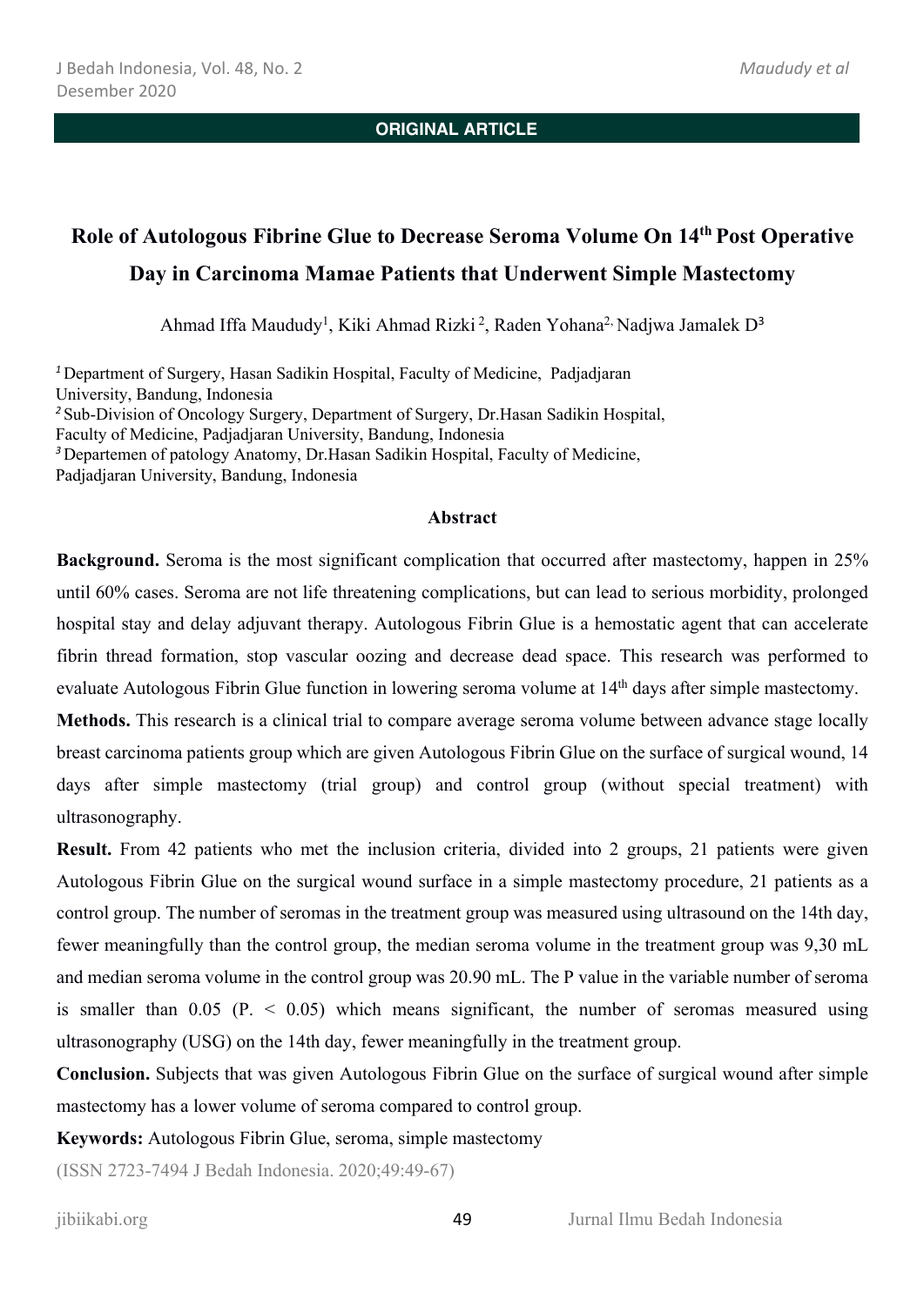**ORIGINAL ARTICLE**

# Role of Autologous Fibrine Glue to Decrease Seroma Volume On 14th Post Operative Day in Carcinoma Mamae Patients that Underwent Simple Mastectomy

Ahmad Iffa Maududy[1], Kiki Ahmad Rizki [2], Raden Yohana[2,] Nadjwa Jamalek D[3]

[1] Department of Surgery, Hasan Sadikin Hospital, Faculty of Medicine, Padjadjaran University, Bandung, Indonesia
[2] Sub-Division of Oncology Surgery, Department of Surgery, Dr.Hasan Sadikin Hospital, Faculty of Medicine, Padjadjaran University, Bandung, Indonesia
[3] Departemen of patology Anatomy, Dr.Hasan Sadikin Hospital, Faculty of Medicine, Padjadjaran University, Bandung, Indonesia

## Abstract

**Background.** Seroma is the most significant complication that occurred after mastectomy, happen in 25% until 60% cases. Seroma are not life threatening complications, but can lead to serious morbidity, prolonged hospital stay and delay adjuvant therapy. Autologous Fibrin Glue is a hemostatic agent that can accelerate fibrin thread formation, stop vascular oozing and decrease dead space. This research was performed to evaluate Autologous Fibrin Glue function in lowering seroma volume at 14th days after simple mastectomy.

**Methods.** This research is a clinical trial to compare average seroma volume between advance stage locally breast carcinoma patients group which are given Autologous Fibrin Glue on the surface of surgical wound, 14 days after simple mastectomy (trial group) and control group (without special treatment) with ultrasonography.

**Result.** From 42 patients who met the inclusion criteria, divided into 2 groups, 21 patients were given Autologous Fibrin Glue on the surgical wound surface in a simple mastectomy procedure, 21 patients as a control group. The number of seromas in the treatment group was measured using ultrasound on the 14th day, fewer meaningfully than the control group, the median seroma volume in the treatment group was 9,30 mL and median seroma volume in the control group was 20.90 mL. The P value in the variable number of seroma is smaller than 0.05 ($P. < 0.05$) which means significant, the number of seromas measured using ultrasonography (USG) on the 14th day, fewer meaningfully in the treatment group.

**Conclusion.** Subjects that was given Autologous Fibrin Glue on the surface of surgical wound after simple mastectomy has a lower volume of seroma compared to control group.

**Keywords:** Autologous Fibrin Glue, seroma, simple mastectomy

(ISSN 2723-7494 J Bedah Indonesia. 2020;49:49-67)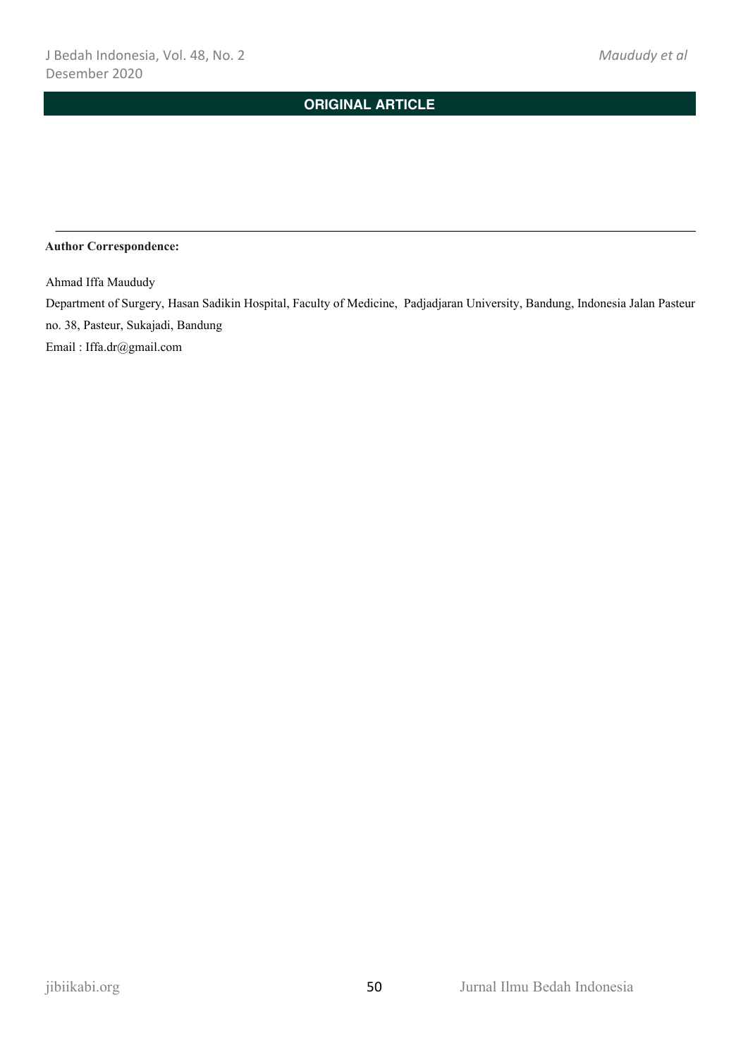## ORIGINAL ARTICLE

---

**Author Correspondence:**

Ahmad Iffa Maududy

Department of Surgery, Hasan Sadikin Hospital, Faculty of Medicine, Padjadjaran University, Bandung, Indonesia Jalan Pasteur no. 38, Pasteur, Sukajadi, Bandung

Email : Iffa.dr@gmail.com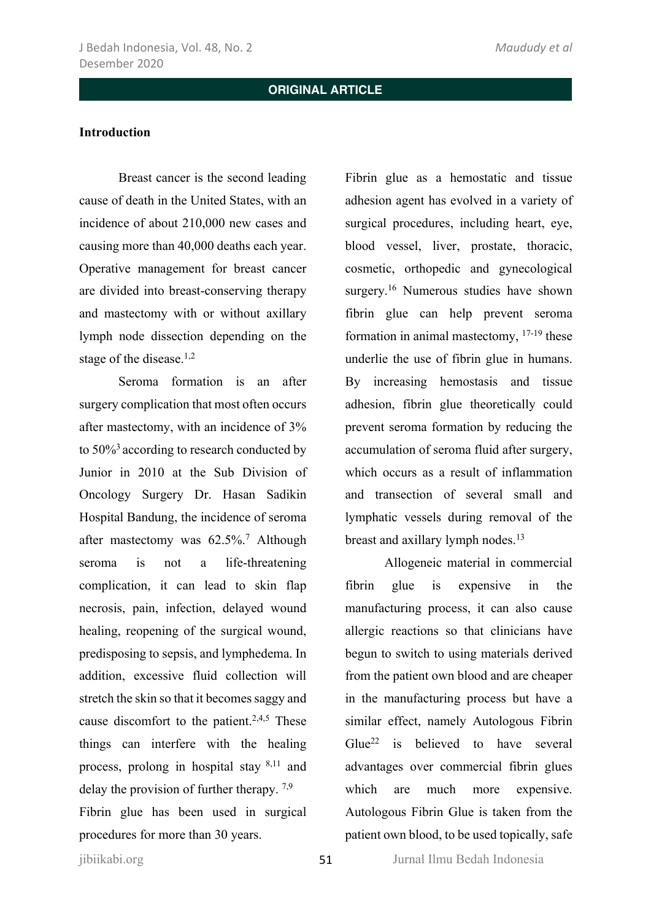## Introduction

Breast cancer is the second leading cause of death in the United States, with an incidence of about 210,000 new cases and causing more than 40,000 deaths each year. Operative management for breast cancer are divided into breast-conserving therapy and mastectomy with or without axillary lymph node dissection depending on the stage of the disease.[1,2]

Seroma formation is an after surgery complication that most often occurs after mastectomy, with an incidence of 3% to 50%[3] according to research conducted by Junior in 2010 at the Sub Division of Oncology Surgery Dr. Hasan Sadikin Hospital Bandung, the incidence of seroma after mastectomy was 62.5%.[7] Although seroma is not a life-threatening complication, it can lead to skin flap necrosis, pain, infection, delayed wound healing, reopening of the surgical wound, predisposing to sepsis, and lymphedema. In addition, excessive fluid collection will stretch the skin so that it becomes saggy and cause discomfort to the patient.[2,4,5] These things can interfere with the healing process, prolong in hospital stay [8,11] and delay the provision of further therapy. [7,9]

Fibrin glue has been used in surgical procedures for more than 30 years. Fibrin glue as a hemostatic and tissue adhesion agent has evolved in a variety of surgical procedures, including heart, eye, blood vessel, liver, prostate, thoracic, cosmetic, orthopedic and gynecological surgery.[16] Numerous studies have shown fibrin glue can help prevent seroma formation in animal mastectomy, [17-19] these underlie the use of fibrin glue in humans. By increasing hemostasis and tissue adhesion, fibrin glue theoretically could prevent seroma formation by reducing the accumulation of seroma fluid after surgery, which occurs as a result of inflammation and transection of several small and lymphatic vessels during removal of the breast and axillary lymph nodes.[13]

Allogeneic material in commercial fibrin glue is expensive in the manufacturing process, it can also cause allergic reactions so that clinicians have begun to switch to using materials derived from the patient own blood and are cheaper in the manufacturing process but have a similar effect, namely Autologous Fibrin Glue[22] is believed to have several advantages over commercial fibrin glues which are much more expensive. Autologous Fibrin Glue is taken from the patient own blood, to be used topically, safe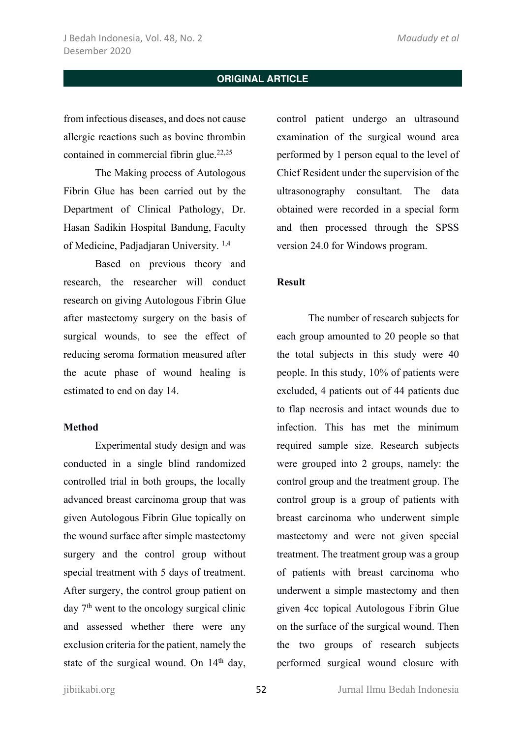from infectious diseases, and does not cause allergic reactions such as bovine thrombin contained in commercial fibrin glue.[22,25]

The Making process of Autologous Fibrin Glue has been carried out by the Department of Clinical Pathology, Dr. Hasan Sadikin Hospital Bandung, Faculty of Medicine, Padjadjaran University. [1,4]

Based on previous theory and research, the researcher will conduct research on giving Autologous Fibrin Glue after mastectomy surgery on the basis of surgical wounds, to see the effect of reducing seroma formation measured after the acute phase of wound healing is estimated to end on day 14.

**Method**

Experimental study design and was conducted in a single blind randomized controlled trial in both groups, the locally advanced breast carcinoma group that was given Autologous Fibrin Glue topically on the wound surface after simple mastectomy surgery and the control group without special treatment with 5 days of treatment. After surgery, the control group patient on day 7th went to the oncology surgical clinic and assessed whether there were any exclusion criteria for the patient, namely the state of the surgical wound. On 14th day, control patient undergo an ultrasound examination of the surgical wound area performed by 1 person equal to the level of Chief Resident under the supervision of the ultrasonography consultant. The data obtained were recorded in a special form and then processed through the SPSS version 24.0 for Windows program.

**Result**

The number of research subjects for each group amounted to 20 people so that the total subjects in this study were 40 people. In this study, 10% of patients were excluded, 4 patients out of 44 patients due to flap necrosis and intact wounds due to infection. This has met the minimum required sample size. Research subjects were grouped into 2 groups, namely: the control group and the treatment group. The control group is a group of patients with breast carcinoma who underwent simple mastectomy and were not given special treatment. The treatment group was a group of patients with breast carcinoma who underwent a simple mastectomy and then given 4cc topical Autologous Fibrin Glue on the surface of the surgical wound. Then the two groups of research subjects performed surgical wound closure with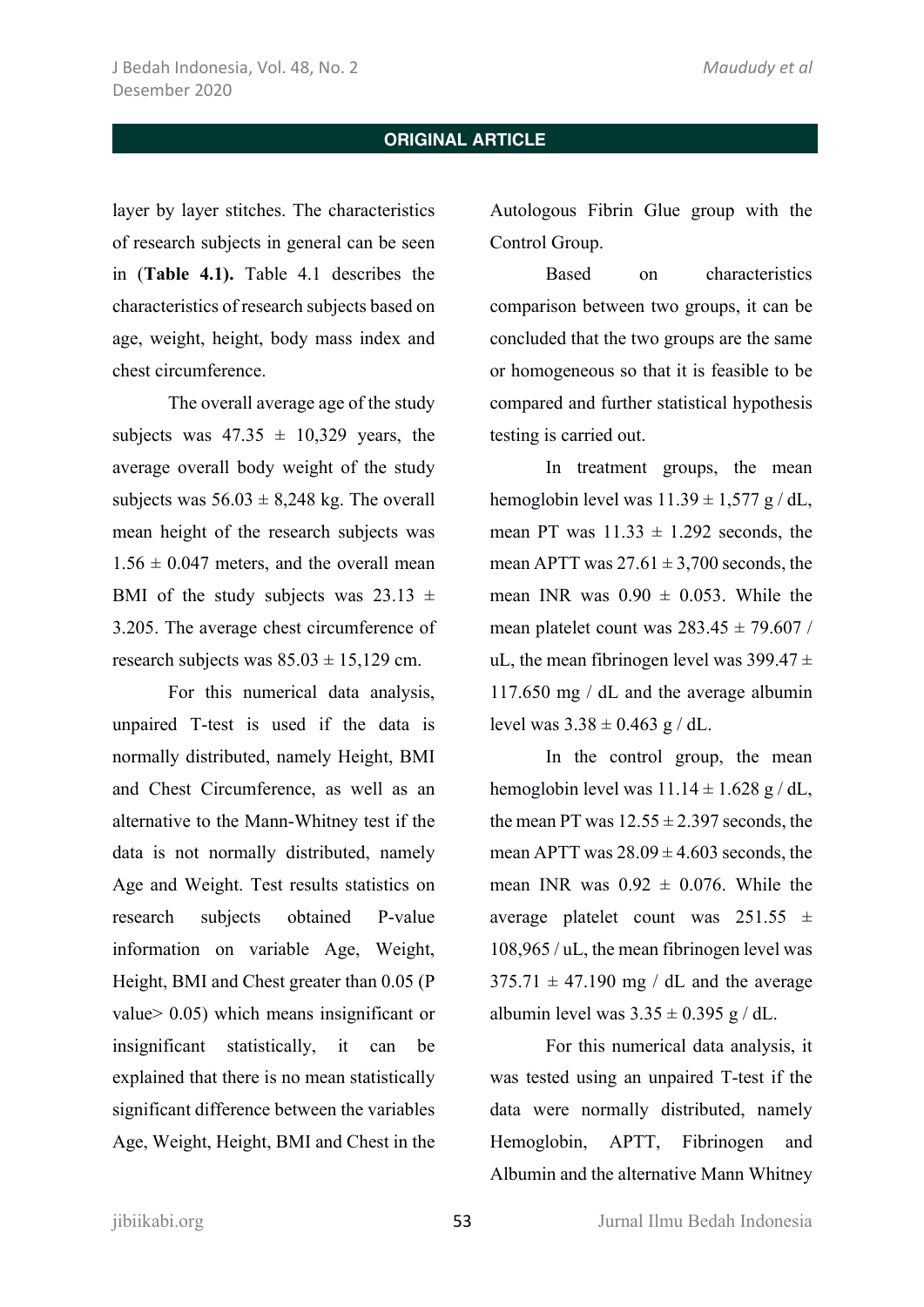layer by layer stitches. The characteristics of research subjects in general can be seen in (**Table 4.1).** Table 4.1 describes the characteristics of research subjects based on age, weight, height, body mass index and chest circumference.

The overall average age of the study subjects was $47.35 \pm 10{,}329$ years, the average overall body weight of the study subjects was $56.03 \pm 8{,}248$ kg. The overall mean height of the research subjects was $1.56 \pm 0.047$ meters, and the overall mean BMI of the study subjects was $23.13 \pm 3.205$. The average chest circumference of research subjects was $85.03 \pm 15{,}129$ cm.

For this numerical data analysis, unpaired T-test is used if the data is normally distributed, namely Height, BMI and Chest Circumference, as well as an alternative to the Mann-Whitney test if the data is not normally distributed, namely Age and Weight. Test results statistics on research subjects obtained P-value information on variable Age, Weight, Height, BMI and Chest greater than 0.05 (P value> 0.05) which means insignificant or insignificant statistically, it can be explained that there is no mean statistically significant difference between the variables Age, Weight, Height, BMI and Chest in the Autologous Fibrin Glue group with the Control Group.

Based on characteristics comparison between two groups, it can be concluded that the two groups are the same or homogeneous so that it is feasible to be compared and further statistical hypothesis testing is carried out.

In treatment groups, the mean hemoglobin level was $11.39 \pm 1{,}577$ g / dL, mean PT was $11.33 \pm 1.292$ seconds, the mean APTT was $27.61 \pm 3{,}700$ seconds, the mean INR was $0.90 \pm 0.053$. While the mean platelet count was $283.45 \pm 79.607$ / uL, the mean fibrinogen level was $399.47 \pm 117.650$ mg / dL and the average albumin level was $3.38 \pm 0.463$ g / dL.

In the control group, the mean hemoglobin level was $11.14 \pm 1.628$ g / dL, the mean PT was $12.55 \pm 2.397$ seconds, the mean APTT was $28.09 \pm 4.603$ seconds, the mean INR was $0.92 \pm 0.076$. While the average platelet count was $251.55 \pm 108{,}965$ / uL, the mean fibrinogen level was $375.71 \pm 47.190$ mg / dL and the average albumin level was $3.35 \pm 0.395$ g / dL.

For this numerical data analysis, it was tested using an unpaired T-test if the data were normally distributed, namely Hemoglobin, APTT, Fibrinogen and Albumin and the alternative Mann Whitney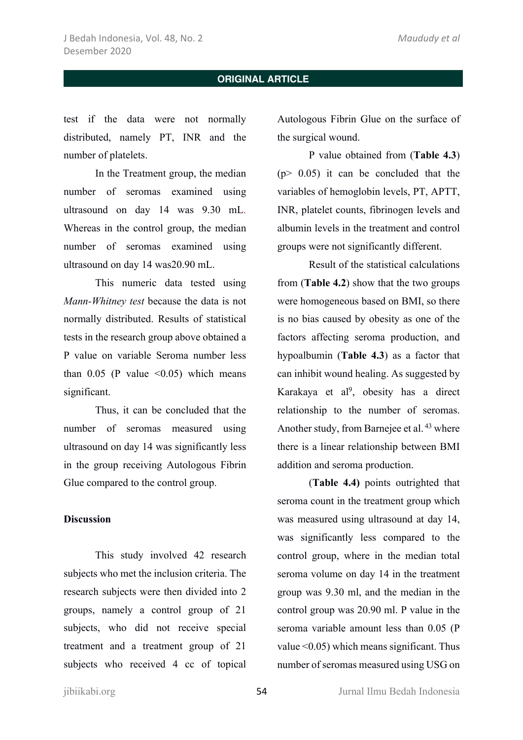test if the data were not normally distributed, namely PT, INR and the number of platelets.

In the Treatment group, the median number of seromas examined using ultrasound on day 14 was 9.30 mL. Whereas in the control group, the median number of seromas examined using ultrasound on day 14 was20.90 mL.

This numeric data tested using *Mann-Whitney test* because the data is not normally distributed. Results of statistical tests in the research group above obtained a P value on variable Seroma number less than 0.05 (P value <0.05) which means significant.

Thus, it can be concluded that the number of seromas measured using ultrasound on day 14 was significantly less in the group receiving Autologous Fibrin Glue compared to the control group.

**Discussion**

This study involved 42 research subjects who met the inclusion criteria. The research subjects were then divided into 2 groups, namely a control group of 21 subjects, who did not receive special treatment and a treatment group of 21 subjects who received 4 cc of topical Autologous Fibrin Glue on the surface of the surgical wound.

P value obtained from (**Table 4.3**) (p> 0.05) it can be concluded that the variables of hemoglobin levels, PT, APTT, INR, platelet counts, fibrinogen levels and albumin levels in the treatment and control groups were not significantly different.

Result of the statistical calculations from (**Table 4.2**) show that the two groups were homogeneous based on BMI, so there is no bias caused by obesity as one of the factors affecting seroma production, and hypoalbumin (**Table 4.3**) as a factor that can inhibit wound healing. As suggested by Karakaya et al[9], obesity has a direct relationship to the number of seromas. Another study, from Barnejee et al. [43] where there is a linear relationship between BMI addition and seroma production.

(**Table 4.4)** points outrighted that seroma count in the treatment group which was measured using ultrasound at day 14, was significantly less compared to the control group, where in the median total seroma volume on day 14 in the treatment group was 9.30 ml, and the median in the control group was 20.90 ml. P value in the seroma variable amount less than 0.05 (P value <0.05) which means significant. Thus number of seromas measured using USG on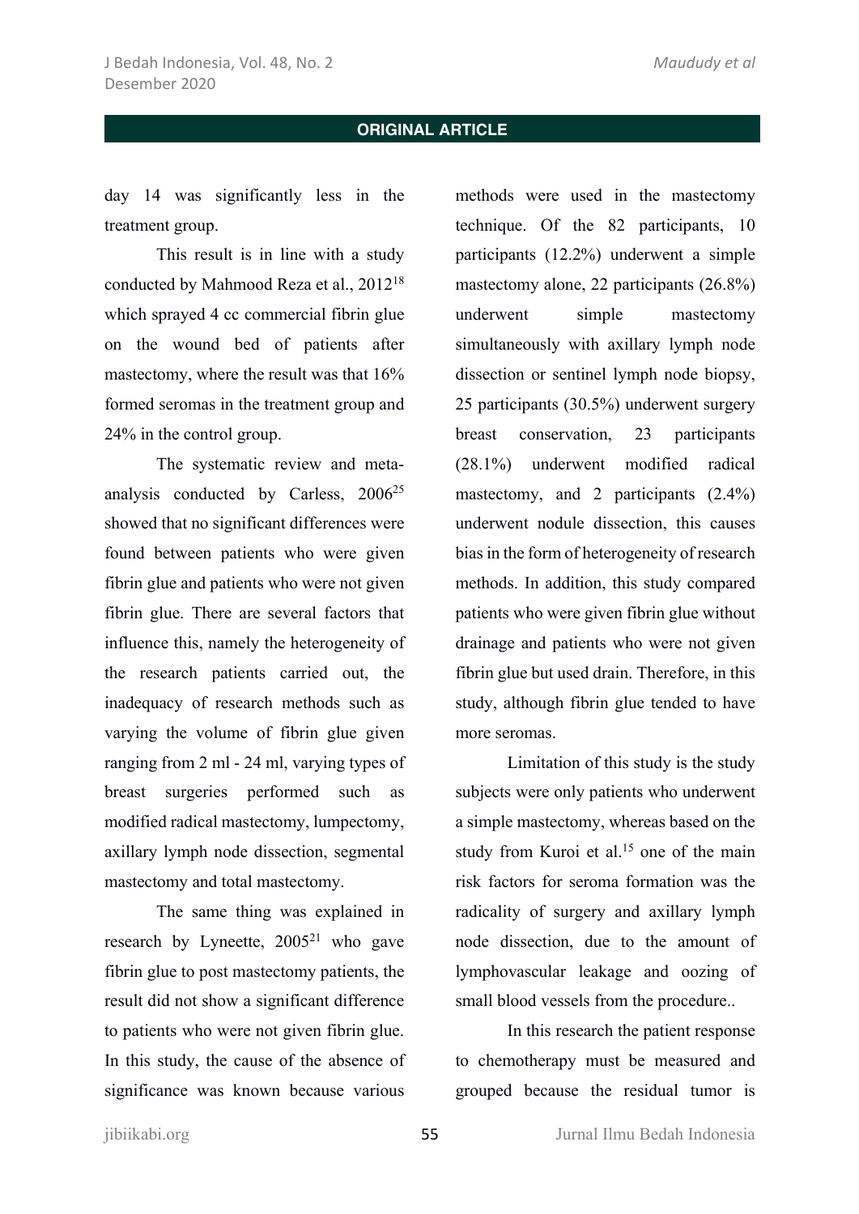day 14 was significantly less in the treatment group.

This result is in line with a study conducted by Mahmood Reza et al., 2012[18] which sprayed 4 cc commercial fibrin glue on the wound bed of patients after mastectomy, where the result was that 16% formed seromas in the treatment group and 24% in the control group.

The systematic review and meta-analysis conducted by Carless, 2006[25] showed that no significant differences were found between patients who were given fibrin glue and patients who were not given fibrin glue. There are several factors that influence this, namely the heterogeneity of the research patients carried out, the inadequacy of research methods such as varying the volume of fibrin glue given ranging from 2 ml - 24 ml, varying types of breast surgeries performed such as modified radical mastectomy, lumpectomy, axillary lymph node dissection, segmental mastectomy and total mastectomy.

The same thing was explained in research by Lyneette, 2005[21] who gave fibrin glue to post mastectomy patients, the result did not show a significant difference to patients who were not given fibrin glue. In this study, the cause of the absence of significance was known because various methods were used in the mastectomy technique. Of the 82 participants, 10 participants (12.2%) underwent a simple mastectomy alone, 22 participants (26.8%) underwent simple mastectomy simultaneously with axillary lymph node dissection or sentinel lymph node biopsy, 25 participants (30.5%) underwent surgery breast conservation, 23 participants (28.1%) underwent modified radical mastectomy, and 2 participants (2.4%) underwent nodule dissection, this causes bias in the form of heterogeneity of research methods. In addition, this study compared patients who were given fibrin glue without drainage and patients who were not given fibrin glue but used drain. Therefore, in this study, although fibrin glue tended to have more seromas.

Limitation of this study is the study subjects were only patients who underwent a simple mastectomy, whereas based on the study from Kuroi et al.[15] one of the main risk factors for seroma formation was the radicality of surgery and axillary lymph node dissection, due to the amount of lymphovascular leakage and oozing of small blood vessels from the procedure..

In this research the patient response to chemotherapy must be measured and grouped because the residual tumor is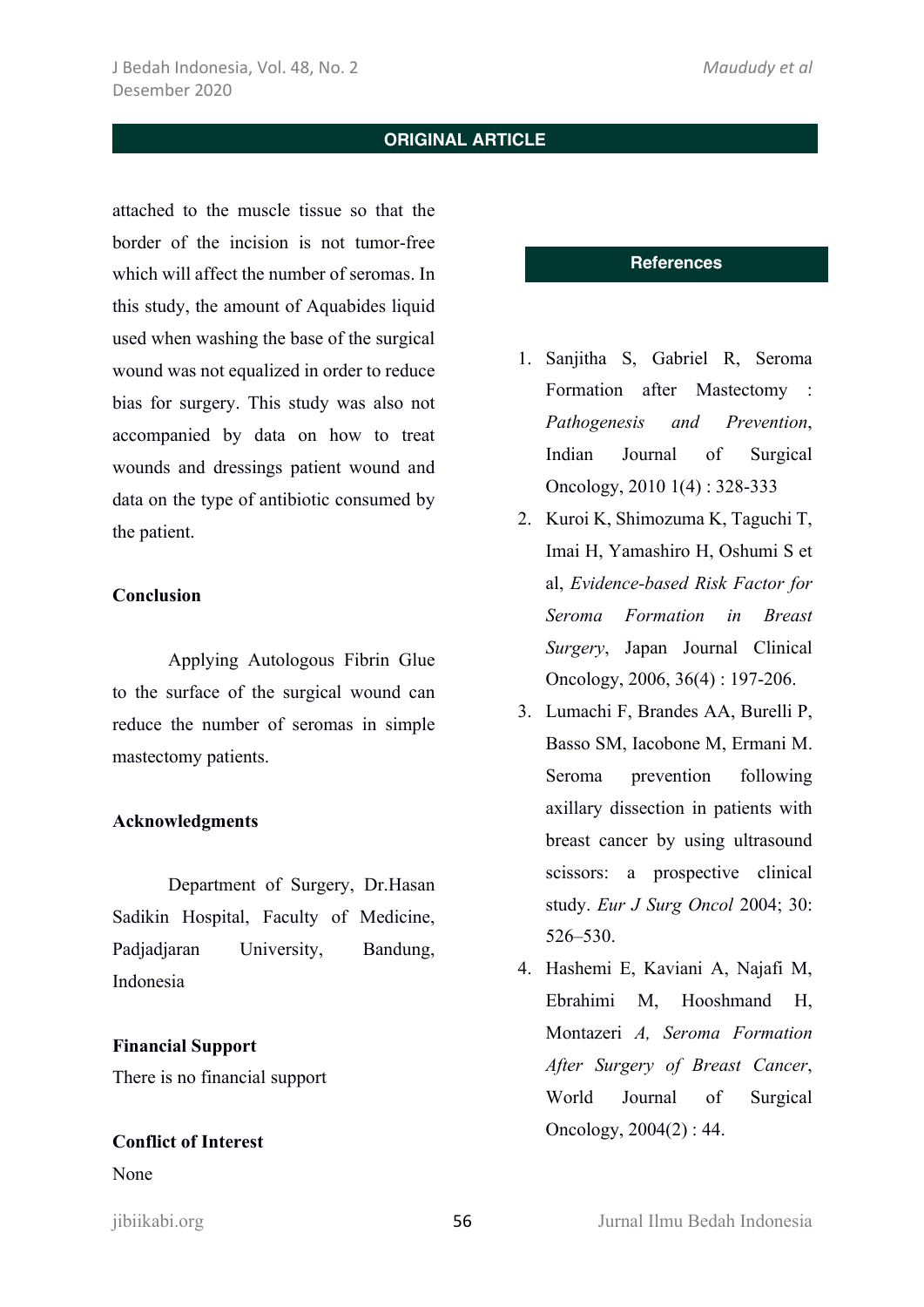attached to the muscle tissue so that the border of the incision is not tumor-free which will affect the number of seromas. In this study, the amount of Aquabides liquid used when washing the base of the surgical wound was not equalized in order to reduce bias for surgery. This study was also not accompanied by data on how to treat wounds and dressings patient wound and data on the type of antibiotic consumed by the patient.

**Conclusion**

Applying Autologous Fibrin Glue to the surface of the surgical wound can reduce the number of seromas in simple mastectomy patients.

**Acknowledgments**

Department of Surgery, Dr.Hasan Sadikin Hospital, Faculty of Medicine, Padjadjaran University, Bandung, Indonesia

**Financial Support**

There is no financial support

**Conflict of Interest**

None

## References

1. Sanjitha S, Gabriel R, Seroma Formation after Mastectomy : *Pathogenesis and Prevention*, Indian Journal of Surgical Oncology, 2010 1(4) : 328-333
2. Kuroi K, Shimozuma K, Taguchi T, Imai H, Yamashiro H, Oshumi S et al, *Evidence-based Risk Factor for Seroma Formation in Breast Surgery*, Japan Journal Clinical Oncology, 2006, 36(4) : 197-206.
3. Lumachi F, Brandes AA, Burelli P, Basso SM, Iacobone M, Ermani M. Seroma prevention following axillary dissection in patients with breast cancer by using ultrasound scissors: a prospective clinical study. *Eur J Surg Oncol* 2004; 30: 526–530.
4. Hashemi E, Kaviani A, Najafi M, Ebrahimi M, Hooshmand H, Montazeri *A, Seroma Formation After Surgery of Breast Cancer*, World Journal of Surgical Oncology, 2004(2) : 44.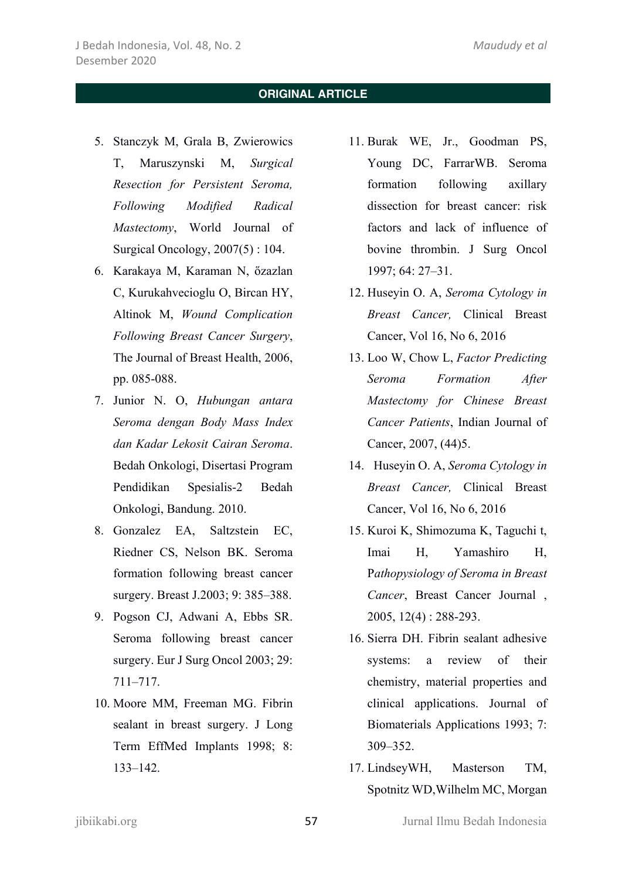5. Stanczyk M, Grala B, Zwierowics T, Maruszynski M, *Surgical Resection for Persistent Seroma, Following Modified Radical Mastectomy*, World Journal of Surgical Oncology, 2007(5) : 104.
6. Karakaya M, Karaman N, őzazlan C, Kurukahvecioglu O, Bircan HY, Altinok M, *Wound Complication Following Breast Cancer Surgery*, The Journal of Breast Health, 2006, pp. 085-088.
7. Junior N. O, *Hubungan antara Seroma dengan Body Mass Index dan Kadar Lekosit Cairan Seroma*. Bedah Onkologi, Disertasi Program Pendidikan Spesialis-2 Bedah Onkologi, Bandung. 2010.
8. Gonzalez EA, Saltzstein EC, Riedner CS, Nelson BK. Seroma formation following breast cancer surgery. Breast J.2003; 9: 385–388.
9. Pogson CJ, Adwani A, Ebbs SR. Seroma following breast cancer surgery. Eur J Surg Oncol 2003; 29: 711–717.
10. Moore MM, Freeman MG. Fibrin sealant in breast surgery. J Long Term EffMed Implants 1998; 8: 133–142.
11. Burak WE, Jr., Goodman PS, Young DC, FarrarWB. Seroma formation following axillary dissection for breast cancer: risk factors and lack of influence of bovine thrombin. J Surg Oncol 1997; 64: 27–31.
12. Huseyin O. A, *Seroma Cytology in Breast Cancer,* Clinical Breast Cancer, Vol 16, No 6, 2016
13. Loo W, Chow L, *Factor Predicting Seroma Formation After Mastectomy for Chinese Breast Cancer Patients*, Indian Journal of Cancer, 2007, (44)5.
14. Huseyin O. A, *Seroma Cytology in Breast Cancer,* Clinical Breast Cancer, Vol 16, No 6, 2016
15. Kuroi K, Shimozuma K, Taguchi t, Imai H, Yamashiro H, P*athopysiology of Seroma in Breast Cancer*, Breast Cancer Journal , 2005, 12(4) : 288-293.
16. Sierra DH. Fibrin sealant adhesive systems: a review of their chemistry, material properties and clinical applications. Journal of Biomaterials Applications 1993; 7: 309–352.
17. LindseyWH, Masterson TM, Spotnitz WD,Wilhelm MC, Morgan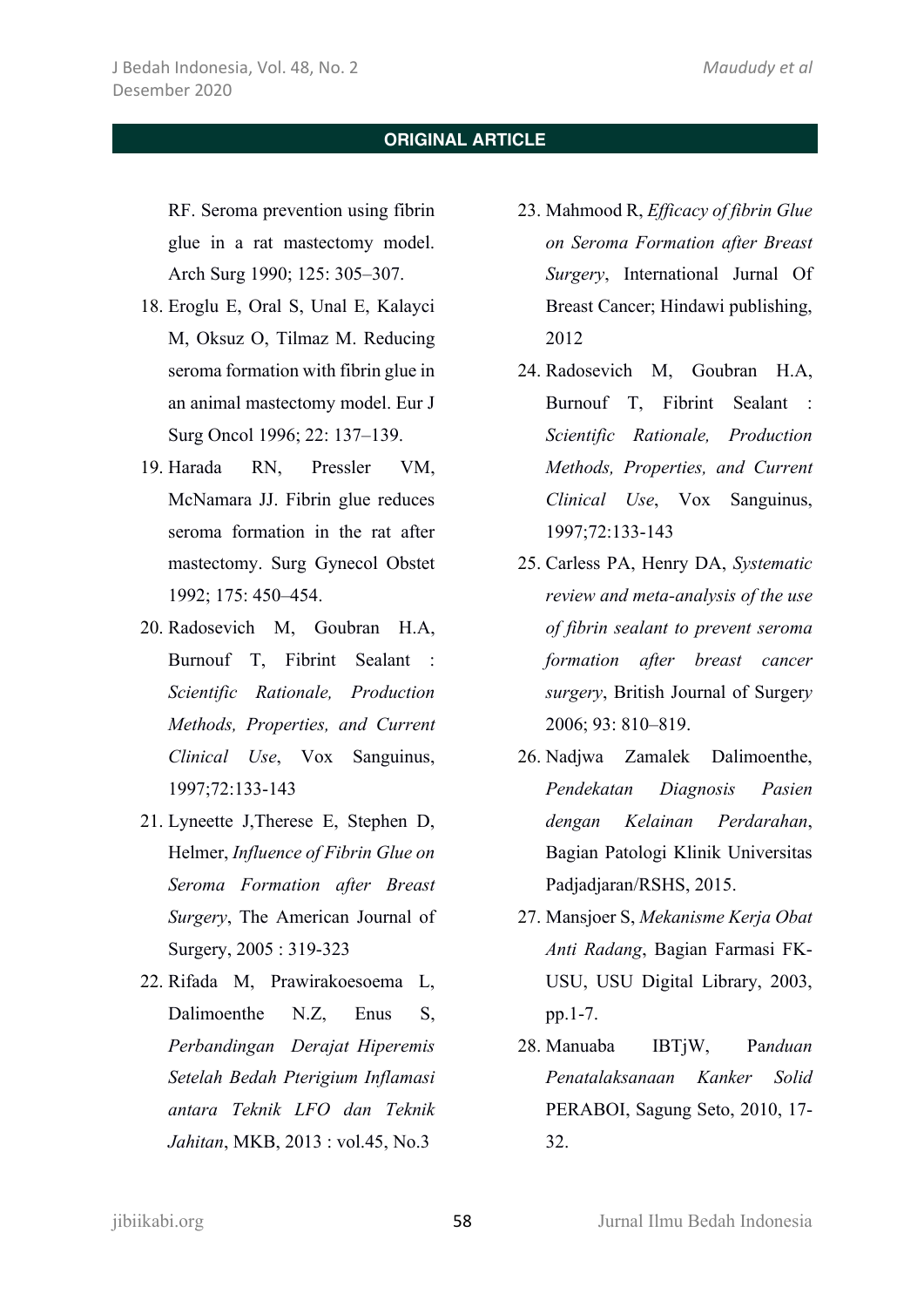RF. Seroma prevention using fibrin glue in a rat mastectomy model. Arch Surg 1990; 125: 305–307.

18. Eroglu E, Oral S, Unal E, Kalayci M, Oksuz O, Tilmaz M. Reducing seroma formation with fibrin glue in an animal mastectomy model. Eur J Surg Oncol 1996; 22: 137–139.
19. Harada RN, Pressler VM, McNamara JJ. Fibrin glue reduces seroma formation in the rat after mastectomy. Surg Gynecol Obstet 1992; 175: 450–454.
20. Radosevich M, Goubran H.A, Burnouf T, Fibrint Sealant : *Scientific Rationale, Production Methods, Properties, and Current Clinical Use*, Vox Sanguinus, 1997;72:133-143
21. Lyneette J,Therese E, Stephen D, Helmer, *Influence of Fibrin Glue on Seroma Formation after Breast Surgery*, The American Journal of Surgery, 2005 : 319-323
22. Rifada M, Prawirakoesoema L, Dalimoenthe N.Z, Enus S, *Perbandingan Derajat Hiperemis Setelah Bedah Pterigium Inflamasi antara Teknik LFO dan Teknik Jahitan*, MKB, 2013 : vol.45, No.3
23. Mahmood R, *Efficacy of fibrin Glue on Seroma Formation after Breast Surgery*, International Jurnal Of Breast Cancer; Hindawi publishing, 2012
24. Radosevich M, Goubran H.A, Burnouf T, Fibrint Sealant : *Scientific Rationale, Production Methods, Properties, and Current Clinical Use*, Vox Sanguinus, 1997;72:133-143
25. Carless PA, Henry DA, *Systematic review and meta-analysis of the use of fibrin sealant to prevent seroma formation after breast cancer surgery*, British Journal of Surgery 2006; 93: 810–819.
26. Nadjwa Zamalek Dalimoenthe, *Pendekatan Diagnosis Pasien dengan Kelainan Perdarahan*, Bagian Patologi Klinik Universitas Padjadjaran/RSHS, 2015.
27. Mansjoer S, *Mekanisme Kerja Obat Anti Radang*, Bagian Farmasi FK-USU, USU Digital Library, 2003, pp.1-7.
28. Manuaba IBTjW, Pa*nduan Penatalaksanaan Kanker Solid* PERABOI, Sagung Seto, 2010, 17-32.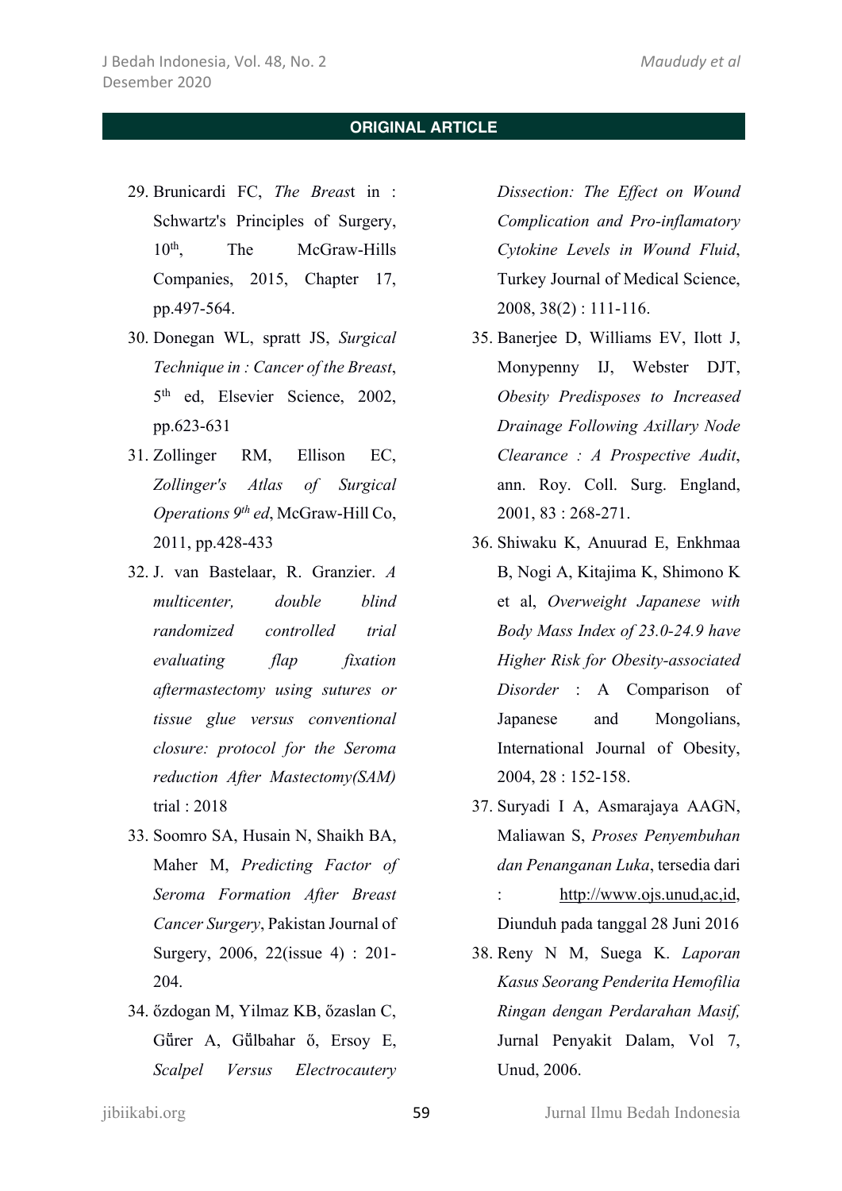29. Brunicardi FC, *The Breast* in : Schwartz's Principles of Surgery, 10th, The McGraw-Hills Companies, 2015, Chapter 17, pp.497-564.
30. Donegan WL, spratt JS, *Surgical Technique in : Cancer of the Breast*, 5th ed, Elsevier Science, 2002, pp.623-631
31. Zollinger RM, Ellison EC, *Zollinger's Atlas of Surgical Operations 9th ed*, McGraw-Hill Co, 2011, pp.428-433
32. J. van Bastelaar, R. Granzier. *A multicenter, double blind randomized controlled trial evaluating flap fixation aftermastectomy using sutures or tissue glue versus conventional closure: protocol for the Seroma reduction After Mastectomy(SAM)* trial : 2018
33. Soomro SA, Husain N, Shaikh BA, Maher M, *Predicting Factor of Seroma Formation After Breast Cancer Surgery*, Pakistan Journal of Surgery, 2006, 22(issue 4) : 201-204.
34. őzdogan M, Yilmaz KB, őzaslan C, Gűrer A, Gűlbahar ő, Ersoy E, *Scalpel Versus Electrocautery Dissection: The Effect on Wound Complication and Pro-inflamatory Cytokine Levels in Wound Fluid*, Turkey Journal of Medical Science, 2008, 38(2) : 111-116.
35. Banerjee D, Williams EV, Ilott J, Monypenny IJ, Webster DJT, *Obesity Predisposes to Increased Drainage Following Axillary Node Clearance : A Prospective Audit*, ann. Roy. Coll. Surg. England, 2001, 83 : 268-271.
36. Shiwaku K, Anuurad E, Enkhmaa B, Nogi A, Kitajima K, Shimono K et al, *Overweight Japanese with Body Mass Index of 23.0-24.9 have Higher Risk for Obesity-associated Disorder* : A Comparison of Japanese and Mongolians, International Journal of Obesity, 2004, 28 : 152-158.
37. Suryadi I A, Asmarajaya AAGN, Maliawan S, *Proses Penyembuhan dan Penanganan Luka*, tersedia dari : http://www.ojs.unud,ac,id, Diunduh pada tanggal 28 Juni 2016
38. Reny N M, Suega K. *Laporan Kasus Seorang Penderita Hemofilia Ringan dengan Perdarahan Masif,* Jurnal Penyakit Dalam, Vol 7, Unud, 2006.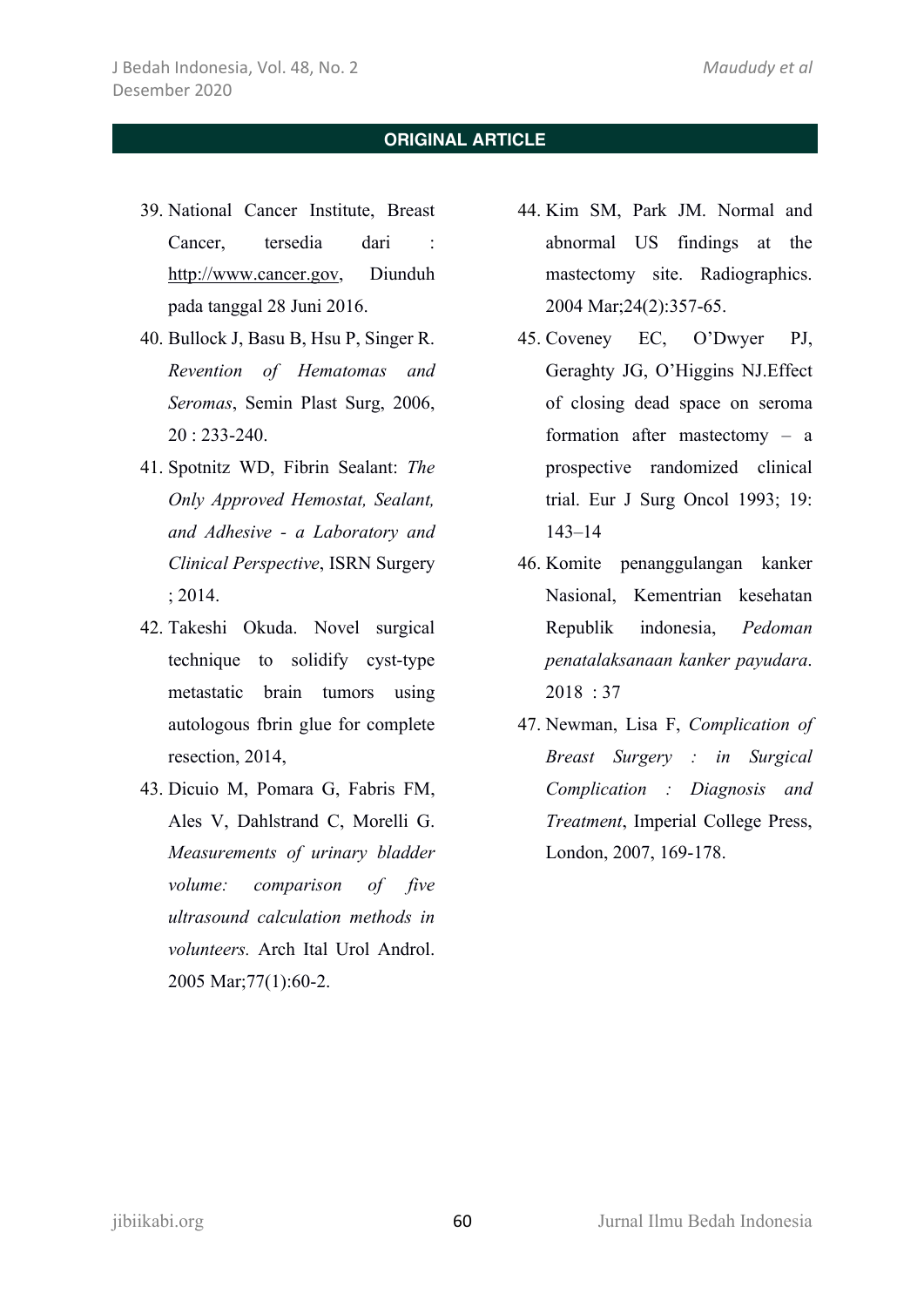39. National Cancer Institute, Breast Cancer, tersedia dari : http://www.cancer.gov, Diunduh pada tanggal 28 Juni 2016.
40. Bullock J, Basu B, Hsu P, Singer R. *Revention of Hematomas and Seromas*, Semin Plast Surg, 2006, 20 : 233-240.
41. Spotnitz WD, Fibrin Sealant: *The Only Approved Hemostat, Sealant, and Adhesive - a Laboratory and Clinical Perspective*, ISRN Surgery ; 2014.
42. Takeshi Okuda. Novel surgical technique to solidify cyst-type metastatic brain tumors using autologous fbrin glue for complete resection, 2014,
43. Dicuio M, Pomara G, Fabris FM, Ales V, Dahlstrand C, Morelli G. *Measurements of urinary bladder volume: comparison of five ultrasound calculation methods in volunteers.* Arch Ital Urol Androl. 2005 Mar;77(1):60-2.
44. Kim SM, Park JM. Normal and abnormal US findings at the mastectomy site. Radiographics. 2004 Mar;24(2):357-65.
45. Coveney EC, O'Dwyer PJ, Geraghty JG, O'Higgins NJ.Effect of closing dead space on seroma formation after mastectomy – a prospective randomized clinical trial. Eur J Surg Oncol 1993; 19: 143–14
46. Komite penanggulangan kanker Nasional, Kementrian kesehatan Republik indonesia, *Pedoman penatalaksanaan kanker payudara*. 2018 : 37
47. Newman, Lisa F, *Complication of Breast Surgery : in Surgical Complication : Diagnosis and Treatment*, Imperial College Press, London, 2007, 169-178.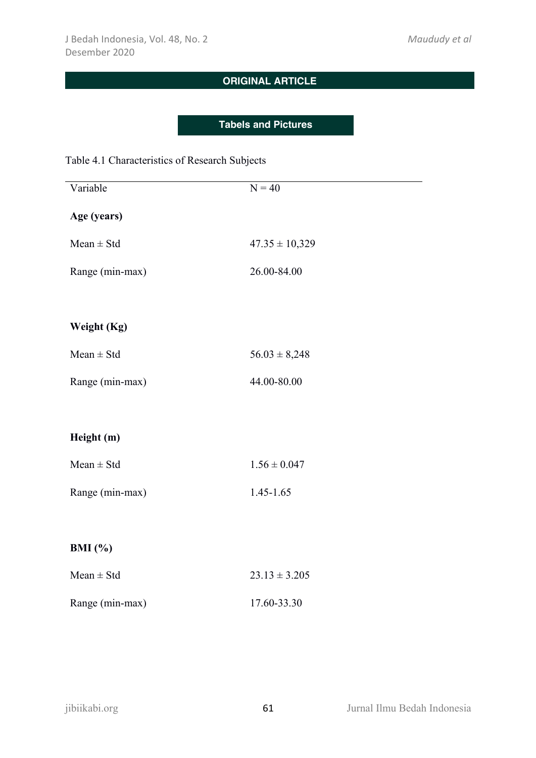## ORIGINAL ARTICLE

### Tabels and Pictures

Table 4.1 Characteristics of Research Subjects

| Variable | N = 40 |
|---|---|
| **Age (years)** | |
| Mean ± Std | 47.35 ± 10,329 |
| Range (min-max) | 26.00-84.00 |
| **Weight (Kg)** | |
| Mean ± Std | 56.03 ± 8,248 |
| Range (min-max) | 44.00-80.00 |
| **Height (m)** | |
| Mean ± Std | 1.56 ± 0.047 |
| Range (min-max) | 1.45-1.65 |
| **BMI (%)** | |
| Mean ± Std | 23.13 ± 3.205 |
| Range (min-max) | 17.60-33.30 |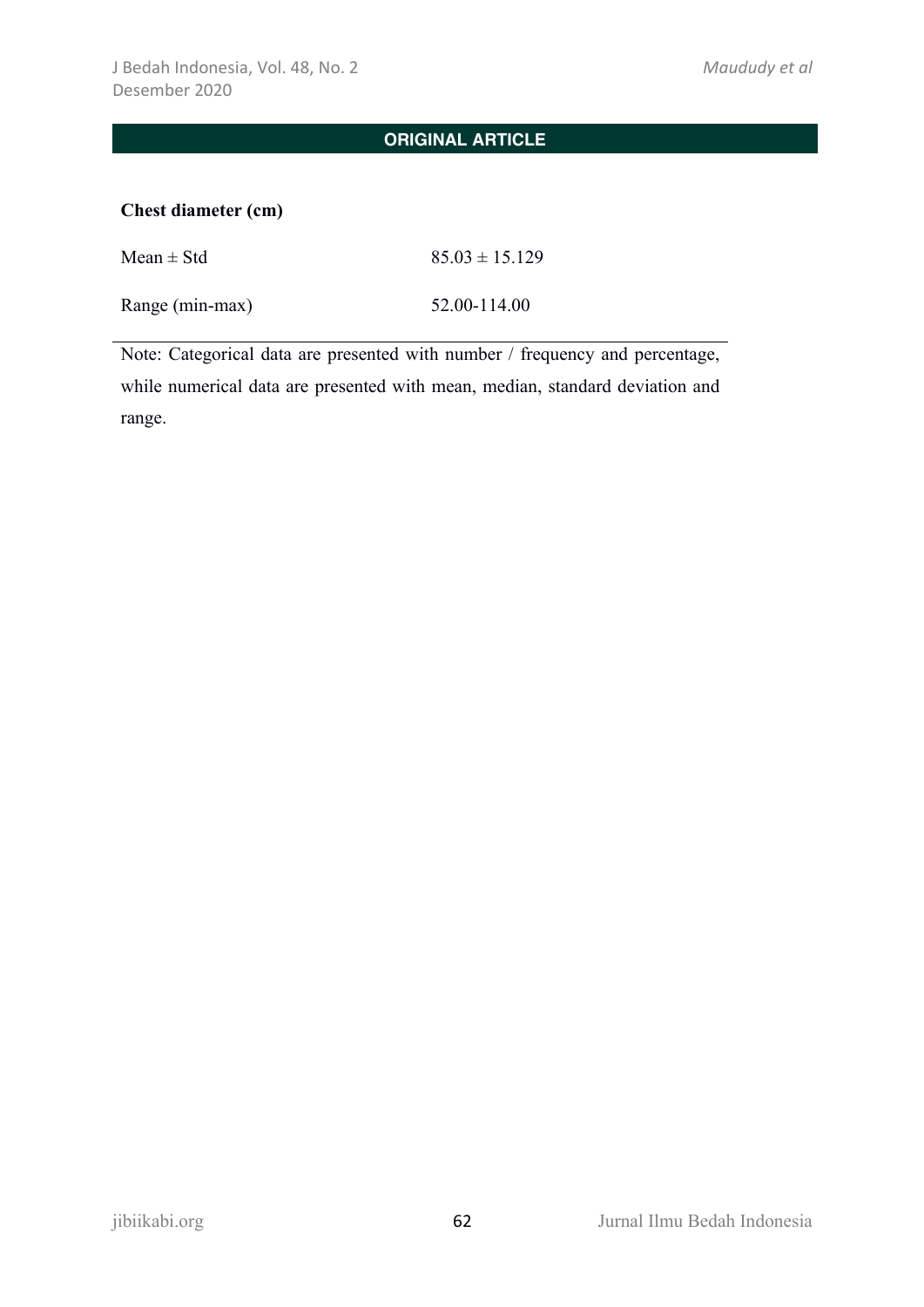| | |
|---|---|
| **Chest diameter (cm)** | |
| Mean ± Std | 85.03 ± 15.129 |
| Range (min-max) | 52.00-114.00 |

Note: Categorical data are presented with number / frequency and percentage, while numerical data are presented with mean, median, standard deviation and range.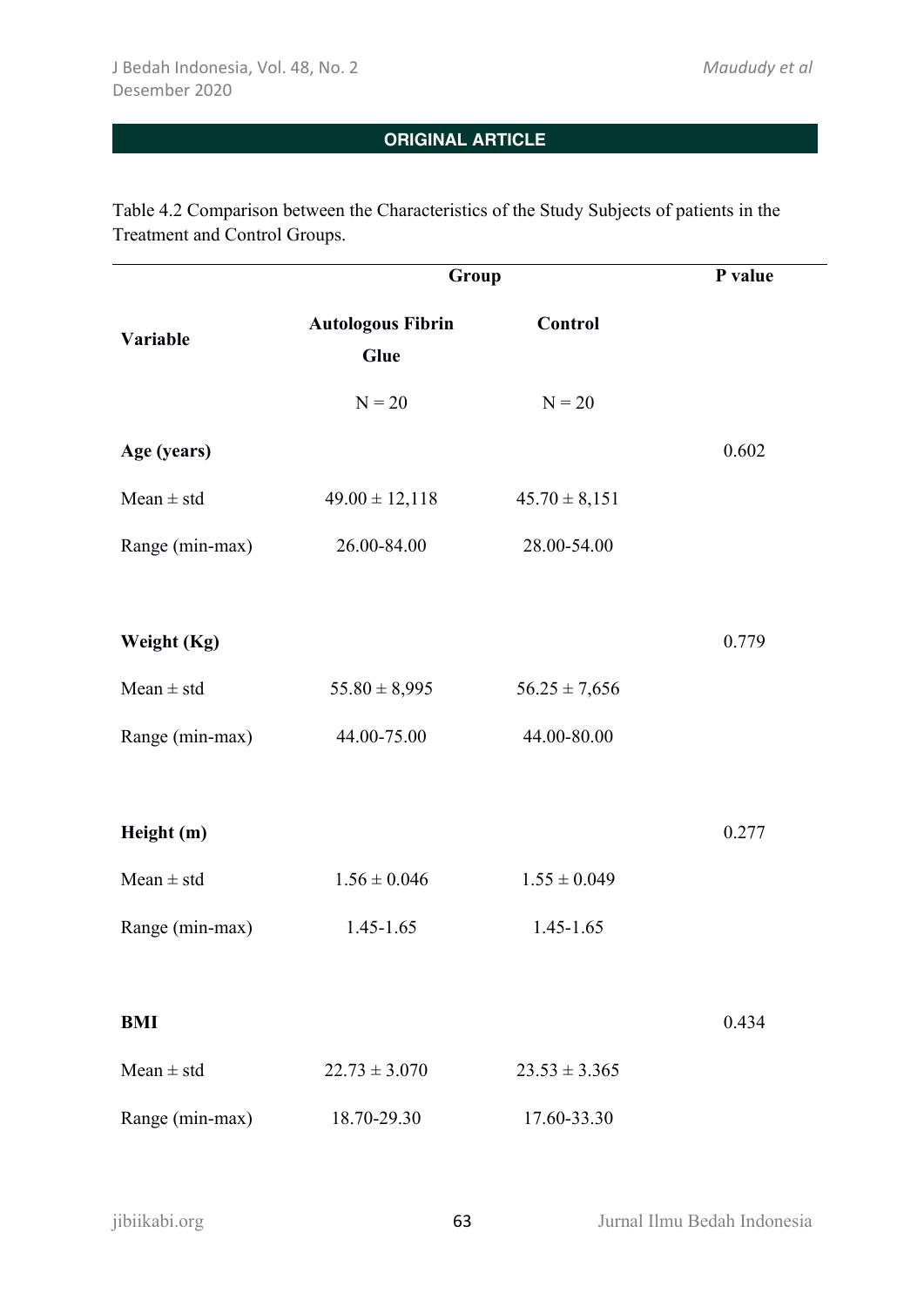**ORIGINAL ARTICLE**

Table 4.2 Comparison between the Characteristics of the Study Subjects of patients in the Treatment and Control Groups.

| Variable | Group | | P value |
|---|---|---|---|
| | **Autologous Fibrin Glue** | **Control** | |
| | N = 20 | N = 20 | |
| **Age (years)** | | | 0.602 |
| Mean ± std | 49.00 ± 12,118 | 45.70 ± 8,151 | |
| Range (min-max) | 26.00-84.00 | 28.00-54.00 | |
| **Weight (Kg)** | | | 0.779 |
| Mean ± std | 55.80 ± 8,995 | 56.25 ± 7,656 | |
| Range (min-max) | 44.00-75.00 | 44.00-80.00 | |
| **Height (m)** | | | 0.277 |
| Mean ± std | 1.56 ± 0.046 | 1.55 ± 0.049 | |
| Range (min-max) | 1.45-1.65 | 1.45-1.65 | |
| **BMI** | | | 0.434 |
| Mean ± std | 22.73 ± 3.070 | 23.53 ± 3.365 | |
| Range (min-max) | 18.70-29.30 | 17.60-33.30 | |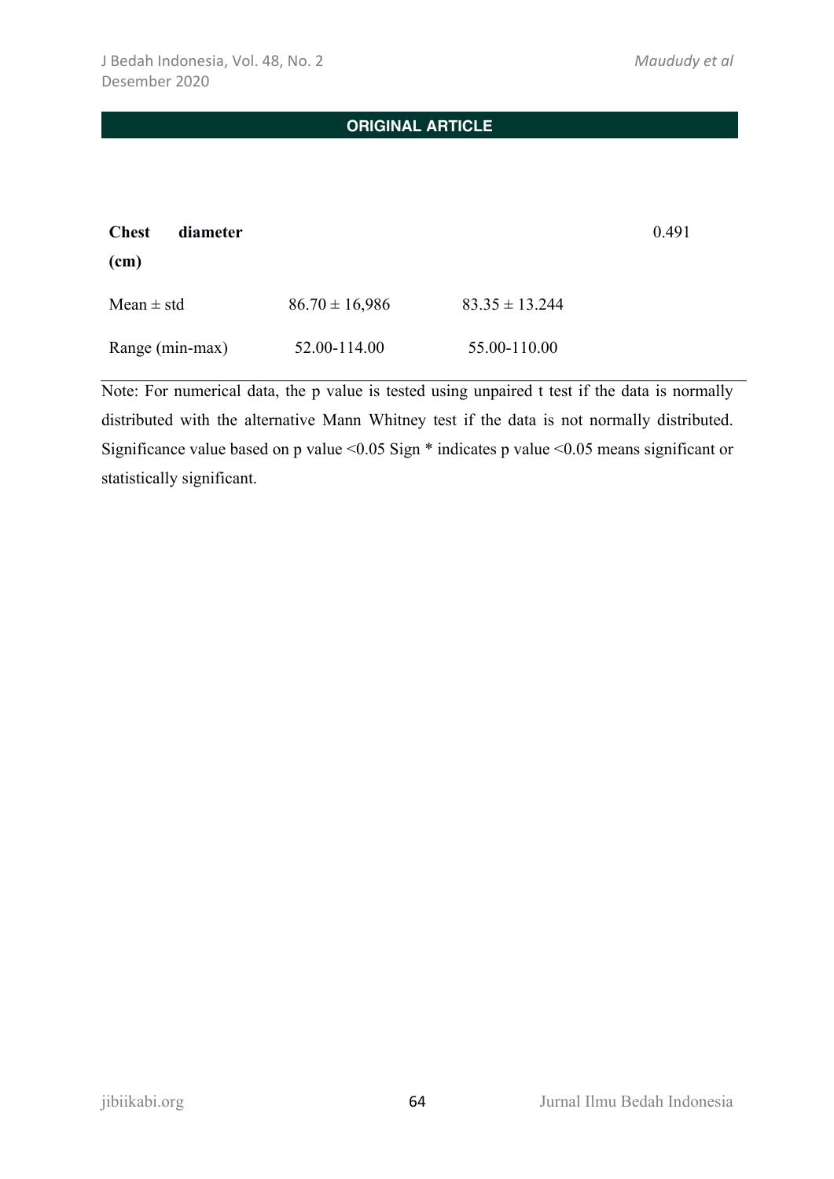| | | | |
|---|---|---|---|
| **Chest diameter (cm)** | | | 0.491 |
| Mean ± std | 86.70 ± 16,986 | 83.35 ± 13.244 | |
| Range (min-max) | 52.00-114.00 | 55.00-110.00 | |

Note: For numerical data, the p value is tested using unpaired t test if the data is normally distributed with the alternative Mann Whitney test if the data is not normally distributed. Significance value based on p value <0.05 Sign * indicates p value <0.05 means significant or statistically significant.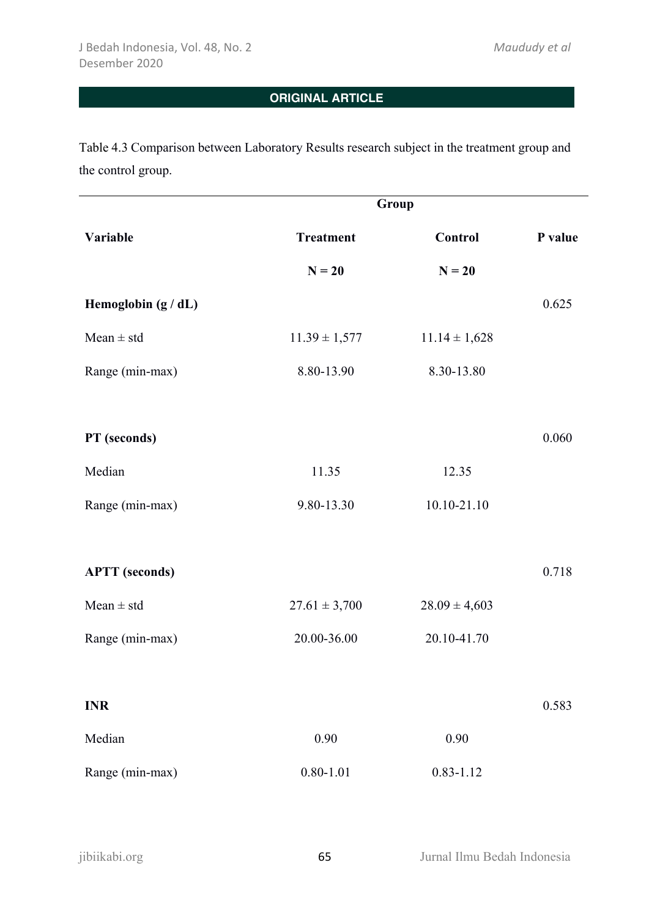**ORIGINAL ARTICLE**

Table 4.3 Comparison between Laboratory Results research subject in the treatment group and the control group.

| Variable | Group | | P value |
|---|---|---|---|
| | Treatment<br>N = 20 | Control<br>N = 20 | |
| **Hemoglobin (g / dL)** | | | 0.625 |
| Mean ± std | 11.39 ± 1,577 | 11.14 ± 1,628 | |
| Range (min-max) | 8.80-13.90 | 8.30-13.80 | |
| **PT (seconds)** | | | 0.060 |
| Median | 11.35 | 12.35 | |
| Range (min-max) | 9.80-13.30 | 10.10-21.10 | |
| **APTT (seconds)** | | | 0.718 |
| Mean ± std | 27.61 ± 3,700 | 28.09 ± 4,603 | |
| Range (min-max) | 20.00-36.00 | 20.10-41.70 | |
| **INR** | | | 0.583 |
| Median | 0.90 | 0.90 | |
| Range (min-max) | 0.80-1.01 | 0.83-1.12 | |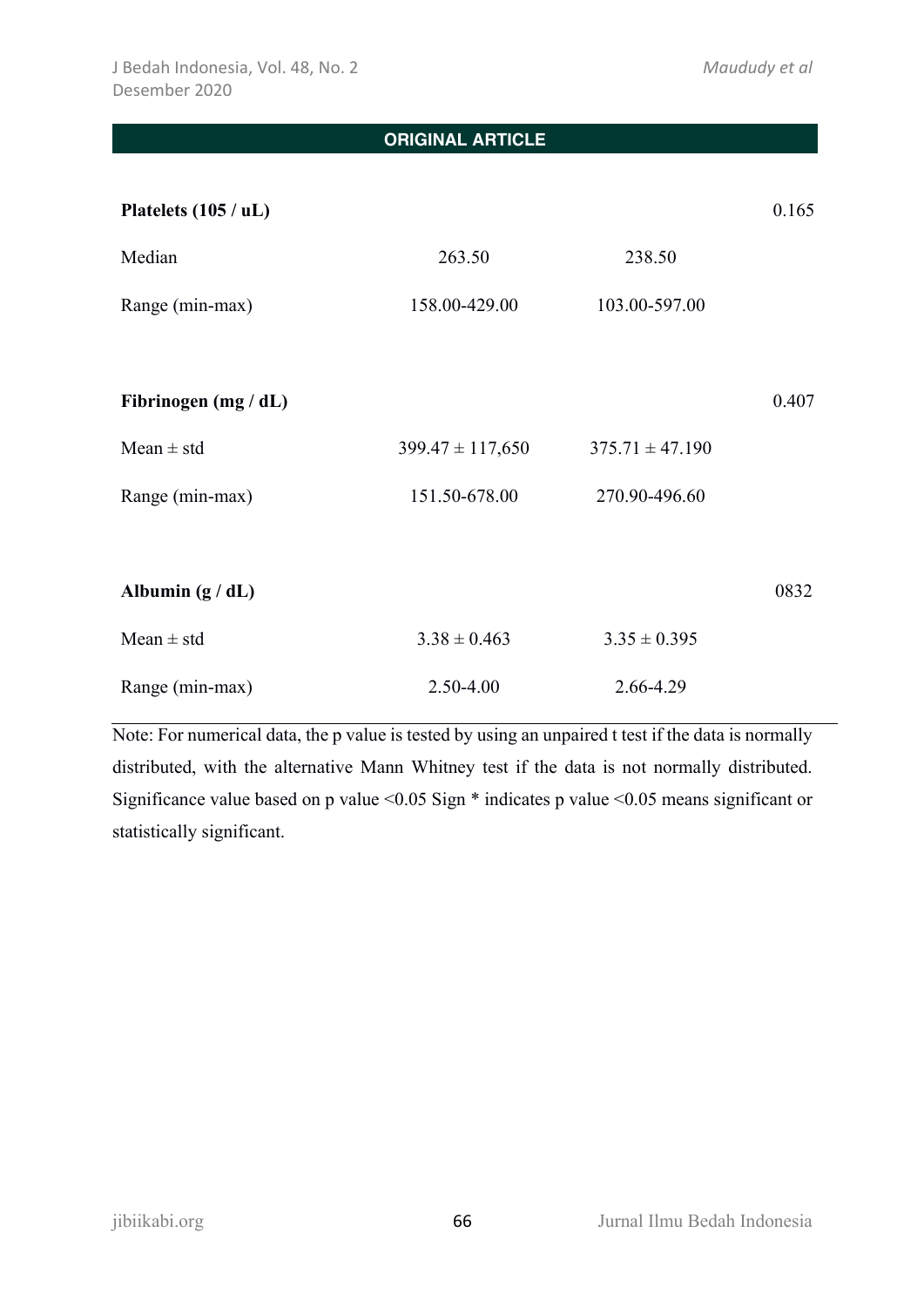| | | | |
|---|---|---|---|
| **Platelets (105 / uL)** | | | 0.165 |
| Median | 263.50 | 238.50 | |
| Range (min-max) | 158.00-429.00 | 103.00-597.00 | |
| | | | |
| **Fibrinogen (mg / dL)** | | | 0.407 |
| Mean ± std | 399.47 ± 117,650 | 375.71 ± 47.190 | |
| Range (min-max) | 151.50-678.00 | 270.90-496.60 | |
| | | | |
| **Albumin (g / dL)** | | | 0832 |
| Mean ± std | 3.38 ± 0.463 | 3.35 ± 0.395 | |
| Range (min-max) | 2.50-4.00 | 2.66-4.29 | |

Note: For numerical data, the p value is tested by using an unpaired t test if the data is normally distributed, with the alternative Mann Whitney test if the data is not normally distributed. Significance value based on p value <0.05 Sign * indicates p value <0.05 means significant or statistically significant.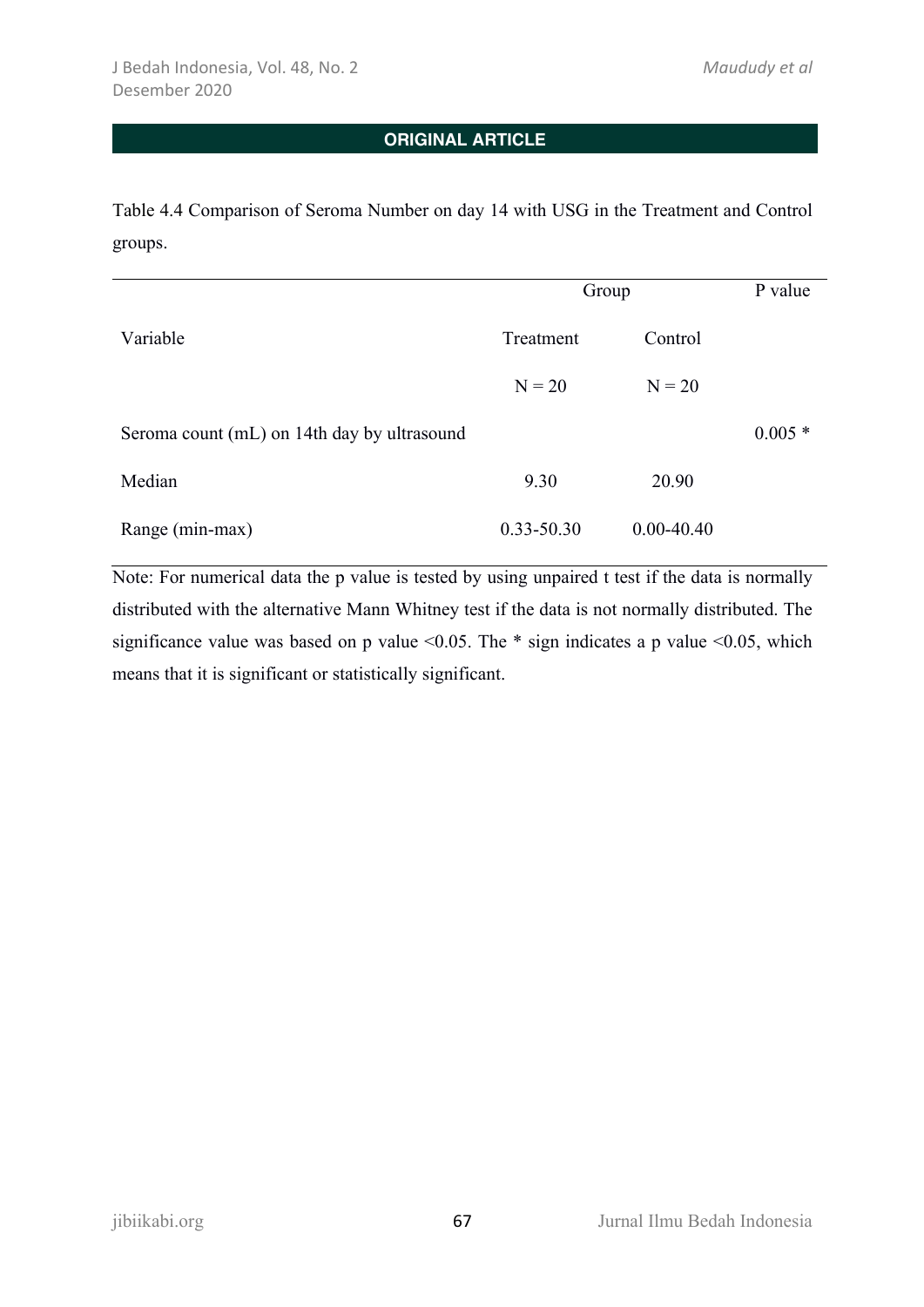Table 4.4 Comparison of Seroma Number on day 14 with USG in the Treatment and Control groups.

| Variable | Group | | P value |
|---|---|---|---|
| | Treatment | Control | |
| | N = 20 | N = 20 | |
| Seroma count (mL) on 14th day by ultrasound | | | 0.005 * |
| Median | 9.30 | 20.90 | |
| Range (min-max) | 0.33-50.30 | 0.00-40.40 | |

Note: For numerical data the p value is tested by using unpaired t test if the data is normally distributed with the alternative Mann Whitney test if the data is not normally distributed. The significance value was based on p value <0.05. The * sign indicates a p value <0.05, which means that it is significant or statistically significant.